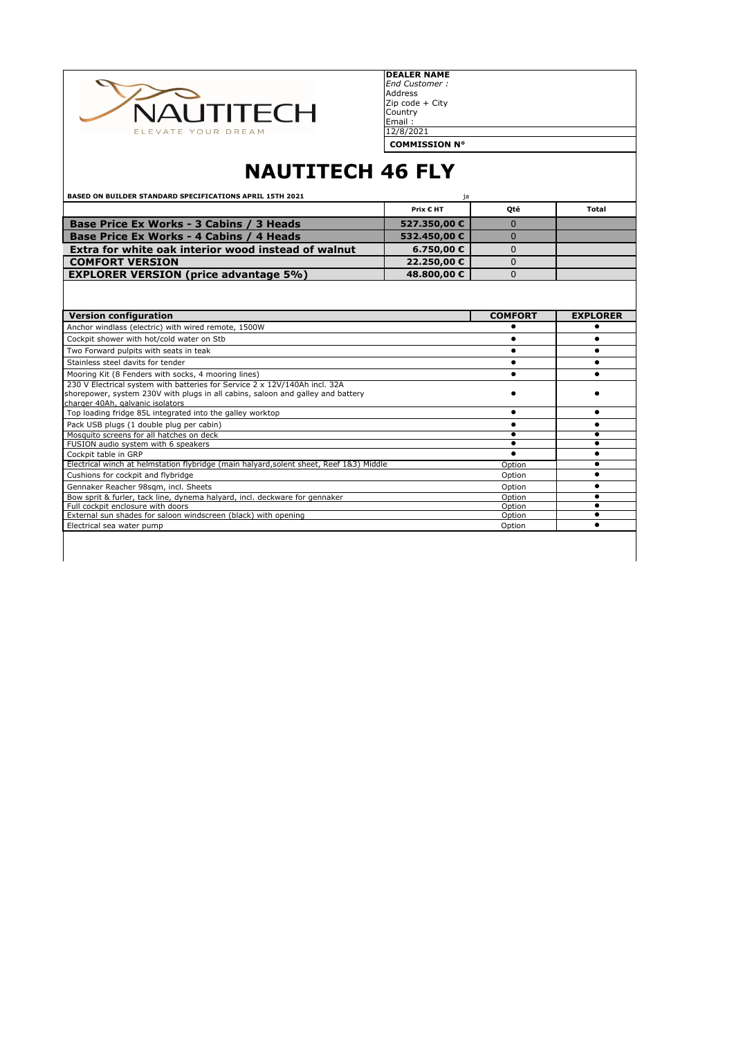NAUTITECH
ELEVATE YOUR DREAM

**DEALER NAME**
*End Customer :*
Address
Zip code + City
Country
Email :
12/8/2021
**COMMISSION N°**

# NAUTITECH 46 FLY

**BASED ON BUILDER STANDARD SPECIFICATIONS APRIL 15TH 2021** ja

| | Prix € HT | Qté | Total |
|---|---|---|---|
| **Base Price Ex Works - 3 Cabins / 3 Heads** | 527.350,00 € | 0 | |
| **Base Price Ex Works - 4 Cabins / 4 Heads** | 532.450,00 € | 0 | |
| **Extra for white oak interior wood instead of walnut** | 6.750,00 € | 0 | |
| **COMFORT VERSION** | 22.250,00 € | 0 | |
| **EXPLORER VERSION (price advantage 5%)** | 48.800,00 € | 0 | |

| Version configuration | COMFORT | EXPLORER |
|---|---|---|
| Anchor windlass (electric) with wired remote, 1500W | ● | ● |
| Cockpit shower with hot/cold water on Stb | ● | ● |
| Two Forward pulpits with seats in teak | ● | ● |
| Stainless steel davits for tender | ● | ● |
| Mooring Kit (8 Fenders with socks, 4 mooring lines) | ● | ● |
| 230 V Electrical system with batteries for Service 2 x 12V/140Ah incl. 32A shorepower, system 230V with plugs in all cabins, saloon and galley and battery charger 40Ah, galvanic isolators | ● | ● |
| Top loading fridge 85L integrated into the galley worktop | ● | ● |
| Pack USB plugs (1 double plug per cabin) | ● | ● |
| Mosquito screens for all hatches on deck | ● | ● |
| FUSION audio system with 6 speakers | ● | ● |
| Cockpit table in GRP | ● | ● |
| Electrical winch at helmstation flybridge (main halyard,solent sheet, Reef 1&3) Middle | Option | ● |
| Cushions for cockpit and flybridge | Option | ● |
| Gennaker Reacher 98sqm, incl. Sheets | Option | ● |
| Bow sprit & furler, tack line, dynema halyard, incl. deckware for gennaker | Option | ● |
| Full cockpit enclosure with doors | Option | ● |
| External sun shades for saloon windscreen (black) with opening | Option | ● |
| Electrical sea water pump | Option | ● |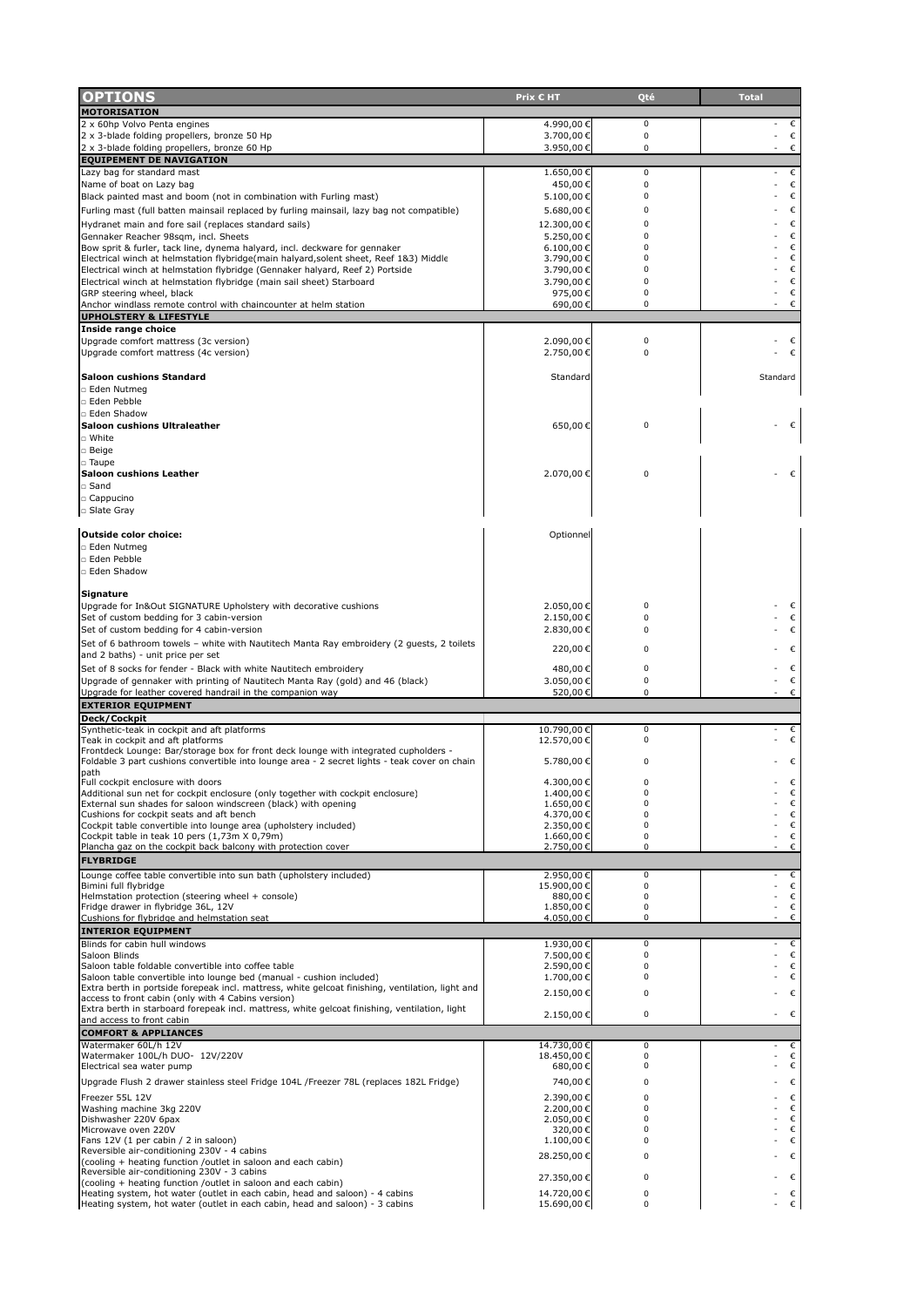| OPTIONS | Prix € HT | Qté | Total |
|---|---|---|---|
| **MOTORISATION** | | | |
| 2 x 60hp Volvo Penta engines | 4.990,00 € | 0 | - € |
| 2 x 3-blade folding propellers, bronze 50 Hp | 3.700,00 € | 0 | - € |
| 2 x 3-blade folding propellers, bronze 60 Hp | 3.950,00 € | 0 | - € |
| **EQUIPEMENT DE NAVIGATION** | | | |
| Lazy bag for standard mast | 1.650,00 € | 0 | - € |
| Name of boat on Lazy bag | 450,00 € | 0 | - € |
| Black painted mast and boom (not in combination with Furling mast) | 5.100,00 € | 0 | - € |
| Furling mast (full batten mainsail replaced by furling mainsail, lazy bag not compatible) | 5.680,00 € | 0 | - € |
| Hydranet main and fore sail (replaces standard sails) | 12.300,00 € | 0 | - € |
| Gennaker Reacher 98sqm, incl. Sheets | 5.250,00 € | 0 | - € |
| Bow sprit & furler, tack line, dynema halyard, incl. deckware for gennaker | 6.100,00 € | 0 | - € |
| Electrical winch at helmstation flybridge(main halyard,solent sheet, Reef 1&3) Middle | 3.790,00 € | 0 | - € |
| Electrical winch at helmstation flybridge (Gennaker halyard, Reef 2) Portside | 3.790,00 € | 0 | - € |
| Electrical winch at helmstation flybridge (main sail sheet) Starboard | 3.790,00 € | 0 | - € |
| GRP steering wheel, black | 975,00 € | 0 | - € |
| Anchor windlass remote control with chaincounter at helm station | 690,00 € | 0 | - € |
| **UPHOLSTERY & LIFESTYLE** | | | |
| **Inside range choice** | | | |
| Upgrade comfort mattress (3c version) | 2.090,00 € | 0 | - € |
| Upgrade comfort mattress (4c version) | 2.750,00 € | 0 | - € |
| **Saloon cushions Standard** | Standard | | Standard |
| □ Eden Nutmeg | | | |
| □ Eden Pebble | | | |
| □ Eden Shadow | | | |
| **Saloon cushions Ultraleather** | 650,00 € | 0 | - € |
| □ White | | | |
| □ Beige | | | |
| □ Taupe | | | |
| **Saloon cushions Leather** | 2.070,00 € | 0 | - € |
| □ Sand | | | |
| □ Cappucino | | | |
| □ Slate Gray | | | |
| **Outside color choice:** | Optionnel | | |
| □ Eden Nutmeg | | | |
| □ Eden Pebble | | | |
| □ Eden Shadow | | | |
| **Signature** | | | |
| Upgrade for In&Out SIGNATURE Upholstery with decorative cushions | 2.050,00 € | 0 | - € |
| Set of custom bedding for 3 cabin-version | 2.150,00 € | 0 | - € |
| Set of custom bedding for 4 cabin-version | 2.830,00 € | 0 | - € |
| Set of 6 bathroom towels – white with Nautitech Manta Ray embroidery (2 guests, 2 toilets and 2 baths) - unit price per set | 220,00 € | 0 | - € |
| Set of 8 socks for fender - Black with white Nautitech embroidery | 480,00 € | 0 | - € |
| Upgrade of gennaker with printing of Nautitech Manta Ray (gold) and 46 (black) | 3.050,00 € | 0 | - € |
| Upgrade for leather covered handrail in the companion way | 520,00 € | 0 | - € |
| **EXTERIOR EQUIPMENT** | | | |
| **Deck/Cockpit** | | | |
| Synthetic-teak in cockpit and aft platforms | 10.790,00 € | 0 | - € |
| Teak in cockpit and aft platforms | 12.570,00 € | 0 | - € |
| Frontdeck Lounge: Bar/storage box for front deck lounge with integrated cupholders - Foldable 3 part cushions convertible into lounge area - 2 secret lights - teak cover on chain path | 5.780,00 € | 0 | - € |
| Full cockpit enclosure with doors | 4.300,00 € | 0 | - € |
| Additional sun net for cockpit enclosure (only together with cockpit enclosure) | 1.400,00 € | 0 | - € |
| External sun shades for saloon windscreen (black) with opening | 1.650,00 € | 0 | - € |
| Cushions for cockpit seats and aft bench | 4.370,00 € | 0 | - € |
| Cockpit table convertible into lounge area (upholstery included) | 2.350,00 € | 0 | - € |
| Cockpit table in teak 10 pers (1,73m X 0,79m) | 1.660,00 € | 0 | - € |
| Plancha gaz on the cockpit back balcony with protection cover | 2.750,00 € | 0 | - € |
| **FLYBRIDGE** | | | |
| Lounge coffee table convertible into sun bath (upholstery included) | 2.950,00 € | 0 | - € |
| Bimini full flybridge | 15.900,00 € | 0 | - € |
| Helmstation protection (steering wheel + console) | 880,00 € | 0 | - € |
| Fridge drawer in flybridge 36L, 12V | 1.850,00 € | 0 | - € |
| Cushions for flybridge and helmstation seat | 4.050,00 € | 0 | - € |
| **INTERIOR EQUIPMENT** | | | |
| Blinds for cabin hull windows | 1.930,00 € | 0 | - € |
| Saloon Blinds | 7.500,00 € | 0 | - € |
| Saloon table foldable convertible into coffee table | 2.590,00 € | 0 | - € |
| Saloon table convertible into lounge bed (manual - cushion included) | 1.700,00 € | 0 | - € |
| Extra berth in portside forepeak incl. mattress, white gelcoat finishing, ventilation, light and access to front cabin (only with 4 Cabins version) | 2.150,00 € | 0 | - € |
| Extra berth in starboard forepeak incl. mattress, white gelcoat finishing, ventilation, light and access to front cabin | 2.150,00 € | 0 | - € |
| **COMFORT & APPLIANCES** | | | |
| Watermaker 60L/h 12V | 14.730,00 € | 0 | - € |
| Watermaker 100L/h DUO- 12V/220V | 18.450,00 € | 0 | - € |
| Electrical sea water pump | 680,00 € | 0 | - € |
| Upgrade Flush 2 drawer stainless steel Fridge 104L /Freezer 78L (replaces 182L Fridge) | 740,00 € | 0 | - € |
| Freezer 55L 12V | 2.390,00 € | 0 | - € |
| Washing machine 3kg 220V | 2.200,00 € | 0 | - € |
| Dishwasher 220V 6pax | 2.050,00 € | 0 | - € |
| Microwave oven 220V | 320,00 € | 0 | - € |
| Fans 12V (1 per cabin / 2 in saloon) | 1.100,00 € | 0 | - € |
| Reversible air-conditioning 230V - 4 cabins (cooling + heating function /outlet in saloon and each cabin) | 28.250,00 € | 0 | - € |
| Reversible air-conditioning 230V - 3 cabins (cooling + heating function /outlet in saloon and each cabin) | 27.350,00 € | 0 | - € |
| Heating system, hot water (outlet in each cabin, head and saloon) - 4 cabins | 14.720,00 € | 0 | - € |
| Heating system, hot water (outlet in each cabin, head and saloon) - 3 cabins | 15.690,00 € | 0 | - € |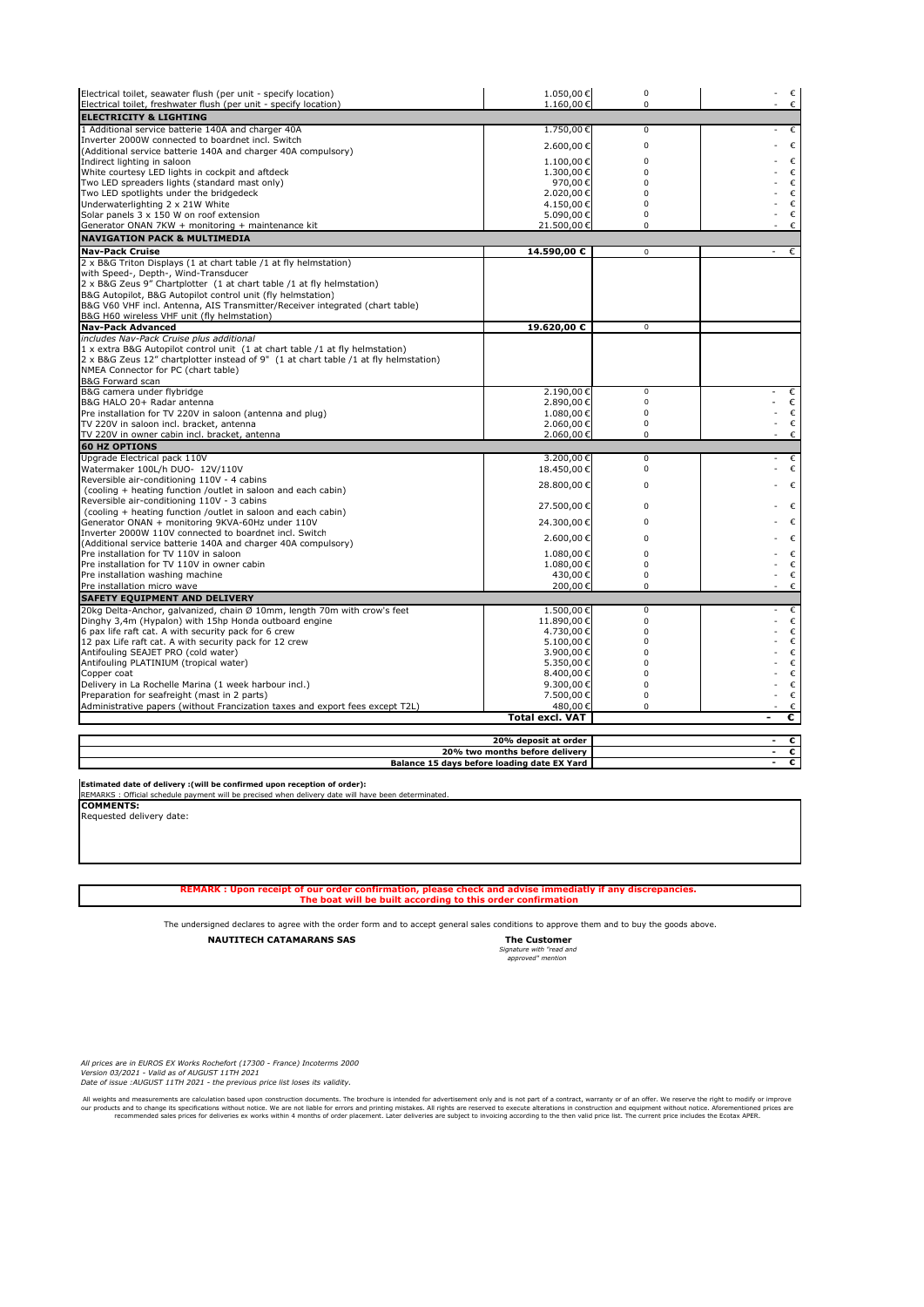| | | | |
|---|---|---|---|
| Electrical toilet, seawater flush (per unit - specify location) | 1.050,00 € | 0 | - € |
| Electrical toilet, freshwater flush (per unit - specify location) | 1.160,00 € | 0 | - € |
| **ELECTRICITY & LIGHTING** | | | |
| 1 Additional service batterie 140A and charger 40A | 1.750,00 € | 0 | - € |
| Inverter 2000W connected to boardnet incl. Switch (Additional service batterie 140A and charger 40A compulsory) | 2.600,00 € | 0 | - € |
| Indirect lighting in saloon | 1.100,00 € | 0 | - € |
| White courtesy LED lights in cockpit and aftdeck | 1.300,00 € | 0 | - € |
| Two LED spreaders lights (standard mast only) | 970,00 € | 0 | - € |
| Two LED spotlights under the bridgedeck | 2.020,00 € | 0 | - € |
| Underwaterlighting 2 x 21W White | 4.150,00 € | 0 | - € |
| Solar panels 3 x 150 W on roof extension | 5.090,00 € | 0 | - € |
| Generator ONAN 7KW + monitoring + maintenance kit | 21.500,00 € | 0 | - € |
| **NAVIGATION PACK & MULTIMEDIA** | | | |
| **Nav-Pack Cruise** | **14.590,00 €** | 0 | - € |
| 2 x B&G Triton Displays (1 at chart table /1 at fly helmstation) with Speed-, Depth-, Wind-Transducer | | | |
| 2 x B&G Zeus 9" Chartplotter (1 at chart table /1 at fly helmstation) | | | |
| B&G Autopilot, B&G Autopilot control unit (fly helmstation) | | | |
| B&G V60 VHF incl. Antenna, AIS Transmitter/Receiver integrated (chart table) | | | |
| B&G H60 wireless VHF unit (fly helmstation) | | | |
| **Nav-Pack Advanced** | **19.620,00 €** | 0 | |
| *includes Nav-Pack Cruise plus additional* | | | |
| 1 x extra B&G Autopilot control unit (1 at chart table /1 at fly helmstation) | | | |
| 2 x B&G Zeus 12" chartplotter instead of 9" (1 at chart table /1 at fly helmstation) | | | |
| NMEA Connector for PC (chart table) | | | |
| B&G Forward scan | | | |
| B&G camera under flybridge | 2.190,00 € | 0 | - € |
| B&G HALO 20+ Radar antenna | 2.890,00 € | 0 | - € |
| Pre installation for TV 220V in saloon (antenna and plug) | 1.080,00 € | 0 | - € |
| TV 220V in saloon incl. bracket, antenna | 2.060,00 € | 0 | - € |
| TV 220V in owner cabin incl. bracket, antenna | 2.060,00 € | 0 | - € |
| **60 HZ OPTIONS** | | | |
| Upgrade Electrical pack 110V | 3.200,00 € | 0 | - € |
| Watermaker 100L/h DUO- 12V/110V | 18.450,00 € | 0 | - € |
| Reversible air-conditioning 110V - 4 cabins (cooling + heating function /outlet in saloon and each cabin) | 28.800,00 € | 0 | - € |
| Reversible air-conditioning 110V - 3 cabins (cooling + heating function /outlet in saloon and each cabin) | 27.500,00 € | 0 | - € |
| Generator ONAN + monitoring 9KVA-60Hz under 110V | 24.300,00 € | 0 | - € |
| Inverter 2000W 110V connected to boardnet incl. Switch (Additional service batterie 140A and charger 40A compulsory) | 2.600,00 € | 0 | - € |
| Pre installation for TV 110V in saloon | 1.080,00 € | 0 | - € |
| Pre installation for TV 110V in owner cabin | 1.080,00 € | 0 | - € |
| Pre installation washing machine | 430,00 € | 0 | - € |
| Pre installation micro wave | 200,00 € | 0 | - € |
| **SAFETY EQUIPMENT AND DELIVERY** | | | |
| 20kg Delta-Anchor, galvanized, chain Ø 10mm, length 70m with crow's feet | 1.500,00 € | 0 | - € |
| Dinghy 3,4m (Hypalon) with 15hp Honda outboard engine | 11.890,00 € | 0 | - € |
| 6 pax life raft cat. A with security pack for 6 crew | 4.730,00 € | 0 | - € |
| 12 pax Life raft cat. A with security pack for 12 crew | 5.100,00 € | 0 | - € |
| Antifouling SEAJET PRO (cold water) | 3.900,00 € | 0 | - € |
| Antifouling PLATINIUM (tropical water) | 5.350,00 € | 0 | - € |
| Copper coat | 8.400,00 € | 0 | - € |
| Delivery in La Rochelle Marina (1 week harbour incl.) | 9.300,00 € | 0 | - € |
| Preparation for seafreight (mast in 2 parts) | 7.500,00 € | 0 | - € |
| Administrative papers (without Francization taxes and export fees except T2L) | 480,00 € | 0 | - € |
| | **Total excl. VAT** | | **- €** |

| | |
|---|---|
| **20% deposit at order** | **- €** |
| **20% two months before delivery** | **- €** |
| **Balance 15 days before loading date EX Yard** | **- €** |

**Estimated date of delivery :(will be confirmed upon reception of order):**

REMARKS : Official schedule payment will be precised when delivery date will have been determinated.

**COMMENTS:**

Requested delivery date:

**REMARK : Upon receipt of our order confirmation, please check and advise immediatly if any discrepancies. The boat will be built according to this order confirmation**

The undersigned declares to agree with the order form and to accept general sales conditions to approve them and to buy the goods above.

**NAUTITECH CATAMARANS SAS**

**The Customer**
*Signature with "read and approved" mention*

*All prices are in EUROS EX Works Rochefort (17300 - France) Incoterms 2000*
*Version 03/2021 - Valid as of AUGUST 11TH 2021*
*Date of issue :AUGUST 11TH 2021 - the previous price list loses its validity.*

All weights and measurements are calculation based upon construction documents. The brochure is intended for advertisement only and is not part of a contract, warranty or of an offer. We reserve the right to modify or improve our products and to change its specifications without notice. We are not liable for errors and printing mistakes. All rights are reserved to execute alterations in construction and equipment without notice. Aforementioned prices are recommended sales prices for deliveries ex works within 4 months of order placement. Later deliveries are subject to invoicing according to the then valid price list. The current price includes the Ecotax APER.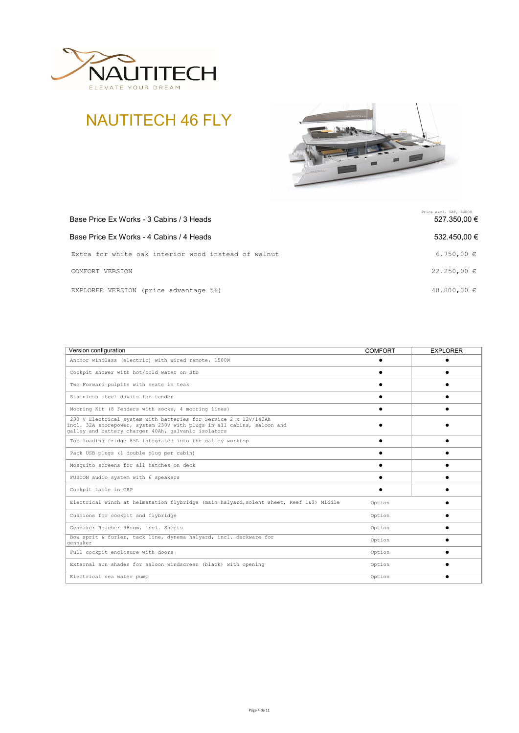# NAUTITECH 46 FLY

| | Price excl. VAT, EUROS |
|---|---|
| Base Price Ex Works - 3 Cabins / 3 Heads | 527.350,00 € |
| Base Price Ex Works - 4 Cabins / 4 Heads | 532.450,00 € |
| Extra for white oak interior wood instead of walnut | 6.750,00 € |
| COMFORT VERSION | 22.250,00 € |
| EXPLORER VERSION (price advantage 5%) | 48.800,00 € |

| Version configuration | COMFORT | EXPLORER |
|---|---|---|
| Anchor windlass (electric) with wired remote, 1500W | ● | ● |
| Cockpit shower with hot/cold water on Stb | ● | ● |
| Two Forward pulpits with seats in teak | ● | ● |
| Stainless steel davits for tender | ● | ● |
| Mooring Kit (8 Fenders with socks, 4 mooring lines) | ● | ● |
| 230 V Electrical system with batteries for Service 2 x 12V/140Ah incl. 32A shorepower, system 230V with plugs in all cabins, saloon and galley and battery charger 40Ah, galvanic isolators | ● | ● |
| Top loading fridge 85L integrated into the galley worktop | ● | ● |
| Pack USB plugs (1 double plug per cabin) | ● | ● |
| Mosquito screens for all hatches on deck | ● | ● |
| FUSION audio system with 6 speakers | ● | ● |
| Cockpit table in GRP | ● | ● |
| Electrical winch at helmstation flybridge (main halyard,solent sheet, Reef 1&3) Middle | Option | ● |
| Cushions for cockpit and flybridge | Option | ● |
| Gennaker Reacher 98sqm, incl. Sheets | Option | ● |
| Bow sprit & furler, tack line, dynema halyard, incl. deckware for gennaker | Option | ● |
| Full cockpit enclosure with doors | Option | ● |
| External sun shades for saloon windscreen (black) with opening | Option | ● |
| Electrical sea water pump | Option | ● |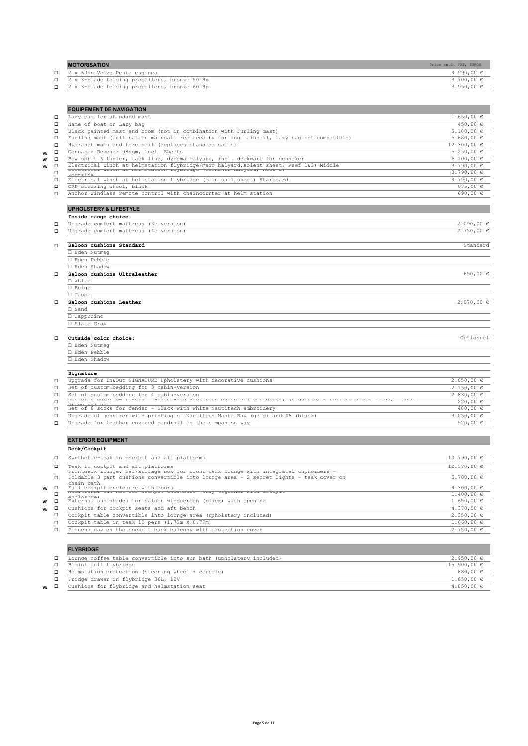## MOTORISATION

| | | Price excl. VAT, EUROS |
|---|---|---|
| ☐ | 2 x 60hp Volvo Penta engines | 4.990,00 € |
| ☐ | 2 x 3-blade folding propellers, bronze 50 Hp | 3.700,00 € |
| ☐ | 2 x 3-blade folding propellers, bronze 60 Hp | 3.950,00 € |

## EQUIPEMENT DE NAVIGATION

| | | | |
|---|---|---|---|
| | ☐ | Lazy bag for standard mast | 1.650,00 € |
| | ☐ | Name of boat on Lazy bag | 450,00 € |
| | ☐ | Black painted mast and boom (not in combination with Furling mast) | 5.100,00 € |
| | ☐ | Furling mast (full batten mainsail replaced by furling mainsail, lazy bag not compatible) | 5.680,00 € |
| | ☐ | Hydranet main and fore sail (replaces standard sails) | 12.300,00 € |
| VE | ☐ | Gennaker Reacher 98sqm, incl. Sheets | 5.250,00 € |
| VE | ☐ | Bow sprit & furler, tack line, dynema halyard, incl. deckware for gennaker | 6.100,00 € |
| VE | ☐ | Electrical winch at helmstation flybridge(main halyard,solent sheet, Reef 1&3) Middle | 3.790,00 € |
| | ☐ | Electrical winch at helmstation flybridge (Gennaker halyard, Reef 2) Portside | 3.790,00 € |
| | ☐ | Electrical winch at helmstation flybridge (main sail sheet) Starboard | 3.790,00 € |
| | ☐ | GRP steering wheel, black | 975,00 € |
| | ☐ | Anchor windlass remote control with chaincounter at helm station | 690,00 € |

## UPHOLSTERY & LIFESTYLE

**Inside range choice**

| | | |
|---|---|---|
| ☐ | Upgrade comfort mattress (3c version) | 2.090,00 € |
| ☐ | Upgrade comfort mattress (4c version) | 2.750,00 € |
| ☐ | **Saloon cushions Standard** | Standard |
| | ☐ Eden Nutmeg | |
| | ☐ Eden Pebble | |
| | ☐ Eden Shadow | |
| ☐ | **Saloon cushions Ultraleather** | 650,00 € |
| | ☐ White | |
| | ☐ Beige | |
| | ☐ Taupe | |
| ☐ | **Saloon cushions Leather** | 2.070,00 € |
| | ☐ Sand | |
| | ☐ Cappucino | |
| | ☐ Slate Gray | |
| ☐ | **Outside color choice:** | Optionnel |
| | ☐ Eden Nutmeg | |
| | ☐ Eden Pebble | |
| | ☐ Eden Shadow | |

**Signature**

| | | |
|---|---|---|
| ☐ | Upgrade for In&Out SIGNATURE Upholstery with decorative cushions | 2.050,00 € |
| ☐ | Set of custom bedding for 3 cabin-version | 2.150,00 € |
| ☐ | Set of custom bedding for 4 cabin-version | 2.830,00 € |
| ☐ | Set of 6 Bathroom towels - white with Nautitech Manta Ray embroidery (2 guests, 2 toilets and 2 baths) - unit price per set | 220,00 € |
| ☐ | Set of 8 socks for fender - Black with white Nautitech embroidery | 480,00 € |
| ☐ | Upgrade of gennaker with printing of Nautitech Manta Ray (gold) and 46 (black) | 3.050,00 € |
| ☐ | Upgrade for leather covered handrail in the companion way | 520,00 € |

## EXTERIOR EQUIPMENT

**Deck/Cockpit**

| | | | |
|---|---|---|---|
| | ☐ | Synthetic-teak in cockpit and aft platforms | 10.790,00 € |
| | ☐ | Teak in cockpit and aft platforms | 12.570,00 € |
| | ☐ | Frontdeck Lounge: bar/storage box for front deck lounge with integrated cupholders - Foldable 3 part cushions convertible into lounge area - 2 secret lights - teak cover on chain path | 5.780,00 € |
| VE | ☐ | Full cockpit enclosure with doors | 4.300,00 € |
| | ☐ | Additional sun net for cockpit enclosure (only together with cockpit enclosure) | 1.400,00 € |
| VE | ☐ | External sun shades for saloon windscreen (black) with opening | 1.650,00 € |
| VE | ☐ | Cushions for cockpit seats and aft bench | 4.370,00 € |
| | ☐ | Cockpit table convertible into lounge area (upholstery included) | 2.350,00 € |
| | ☐ | Cockpit table in teak 10 pers (1,73m X 0,79m) | 1.660,00 € |
| | ☐ | Plancha gaz on the cockpit back balcony with protection cover | 2.750,00 € |

## FLYBRIDGE

| | | | |
|---|---|---|---|
| | ☐ | Lounge coffee table convertible into sun bath (upholstery included) | 2.950,00 € |
| | ☐ | Bimini full flybridge | 15.900,00 € |
| | ☐ | Helmstation protection (steering wheel + console) | 880,00 € |
| | ☐ | Fridge drawer in flybridge 36L, 12V | 1.850,00 € |
| VE | ☐ | Cushions for flybridge and helmstation seat | 4.050,00 € |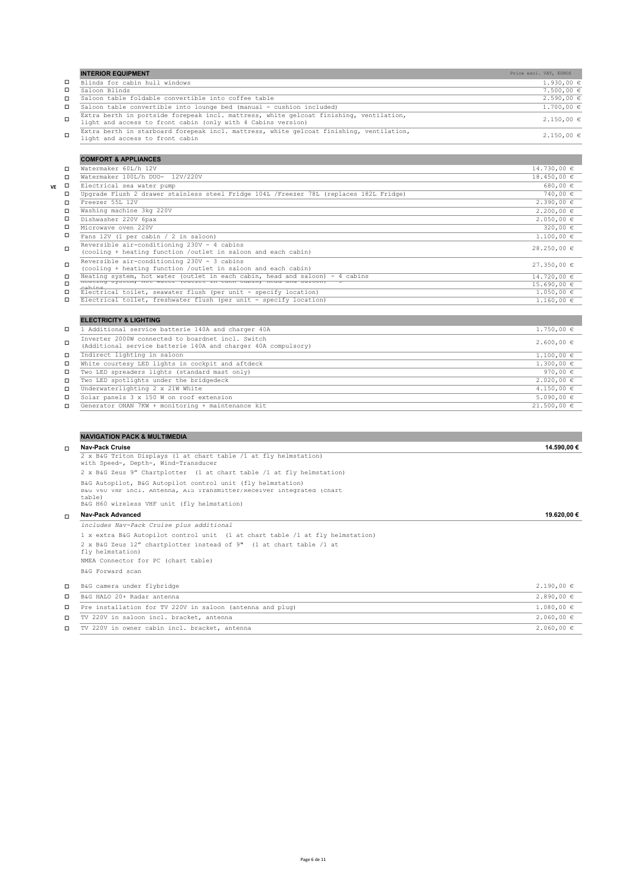| | INTERIOR EQUIPMENT | Price excl. VAT, EUROS |
|---|---|---|
| ☐ | Blinds for cabin hull windows | 1.930,00 € |
| ☐ | Saloon Blinds | 7.500,00 € |
| ☐ | Saloon table foldable convertible into coffee table | 2.590,00 € |
| ☐ | Saloon table convertible into lounge bed (manual - cushion included) | 1.700,00 € |
| ☐ | Extra berth in portside forepeak incl. mattress, white gelcoat finishing, ventilation, light and access to front cabin (only with 4 Cabins version) | 2.150,00 € |
| ☐ | Extra berth in starboard forepeak incl. mattress, white gelcoat finishing, ventilation, light and access to front cabin | 2.150,00 € |

| | COMFORT & APPLIANCES | |
|---|---|---|
| ☐ | Watermaker 60L/h 12V | 14.730,00 € |
| ☐ | Watermaker 100L/h DUO- 12V/220V | 18.450,00 € |
| VE ☐ | Electrical sea water pump | 680,00 € |
| ☐ | Upgrade Flush 2 drawer stainless steel Fridge 104L /Freezer 78L (replaces 182L Fridge) | 740,00 € |
| ☐ | Freezer 55L 12V | 2.390,00 € |
| ☐ | Washing machine 3kg 220V | 2.200,00 € |
| ☐ | Dishwasher 220V 6pax | 2.050,00 € |
| ☐ | Microwave oven 220V | 320,00 € |
| ☐ | Fans 12V (1 per cabin / 2 in saloon) | 1.100,00 € |
| ☐ | Reversible air-conditioning 230V - 4 cabins (cooling + heating function /outlet in saloon and each cabin) | 28.250,00 € |
| ☐ | Reversible air-conditioning 230V - 3 cabins (cooling + heating function /outlet in saloon and each cabin) | 27.350,00 € |
| ☐ | Heating system, hot water (outlet in each cabin, head and saloon) - 4 cabins | 14.720,00 € |
| ☐ | Heating system, hot water (outlet in each cabin, head and saloon) - 3 cabins | 15.690,00 € |
| ☐ | Electrical toilet, seawater flush (per unit - specify location) | 1.050,00 € |
| ☐ | Electrical toilet, freshwater flush (per unit - specify location) | 1.160,00 € |

| | ELECTRICITY & LIGHTING | |
|---|---|---|
| ☐ | 1 Additional service batterie 140A and charger 40A | 1.750,00 € |
| ☐ | Inverter 2000W connected to boardnet incl. Switch (Additional service batterie 140A and charger 40A compulsory) | 2.600,00 € |
| ☐ | Indirect lighting in saloon | 1.100,00 € |
| ☐ | White courtesy LED lights in cockpit and aftdeck | 1.300,00 € |
| ☐ | Two LED spreaders lights (standard mast only) | 970,00 € |
| ☐ | Two LED spotlights under the bridgedeck | 2.020,00 € |
| ☐ | Underwaterlighting 2 x 21W White | 4.150,00 € |
| ☐ | Solar panels 3 x 150 W on roof extension | 5.090,00 € |
| ☐ | Generator ONAN 7KW + monitoring + maintenance kit | 21.500,00 € |

| | NAVIGATION PACK & MULTIMEDIA | |
|---|---|---|
| ☐ | **Nav-Pack Cruise** | **14.590,00 €** |
| | 2 x B&G Triton Displays (1 at chart table /1 at fly helmstation) with Speed-, Depth-, Wind-Transducer | |
| | 2 x B&G Zeus 9" Chartplotter (1 at chart table /1 at fly helmstation) | |
| | B&G Autopilot, B&G Autopilot control unit (fly helmstation) | |
| | B&G V60 VHF incl. Antenna, AIS Transmitter/Receiver integrated (chart table) | |
| | B&G H60 wireless VHF unit (fly helmstation) | |
| ☐ | **Nav-Pack Advanced** | **19.620,00 €** |
| | *includes Nav-Pack Cruise plus additional* | |
| | 1 x extra B&G Autopilot control unit (1 at chart table /1 at fly helmstation) | |
| | 2 x B&G Zeus 12" chartplotter instead of 9" (1 at chart table /1 at fly helmstation) | |
| | NMEA Connector for PC (chart table) | |
| | B&G Forward scan | |
| ☐ | B&G camera under flybridge | 2.190,00 € |
| ☐ | B&G HALO 20+ Radar antenna | 2.890,00 € |
| ☐ | Pre installation for TV 220V in saloon (antenna and plug) | 1.080,00 € |
| ☐ | TV 220V in saloon incl. bracket, antenna | 2.060,00 € |
| ☐ | TV 220V in owner cabin incl. bracket, antenna | 2.060,00 € |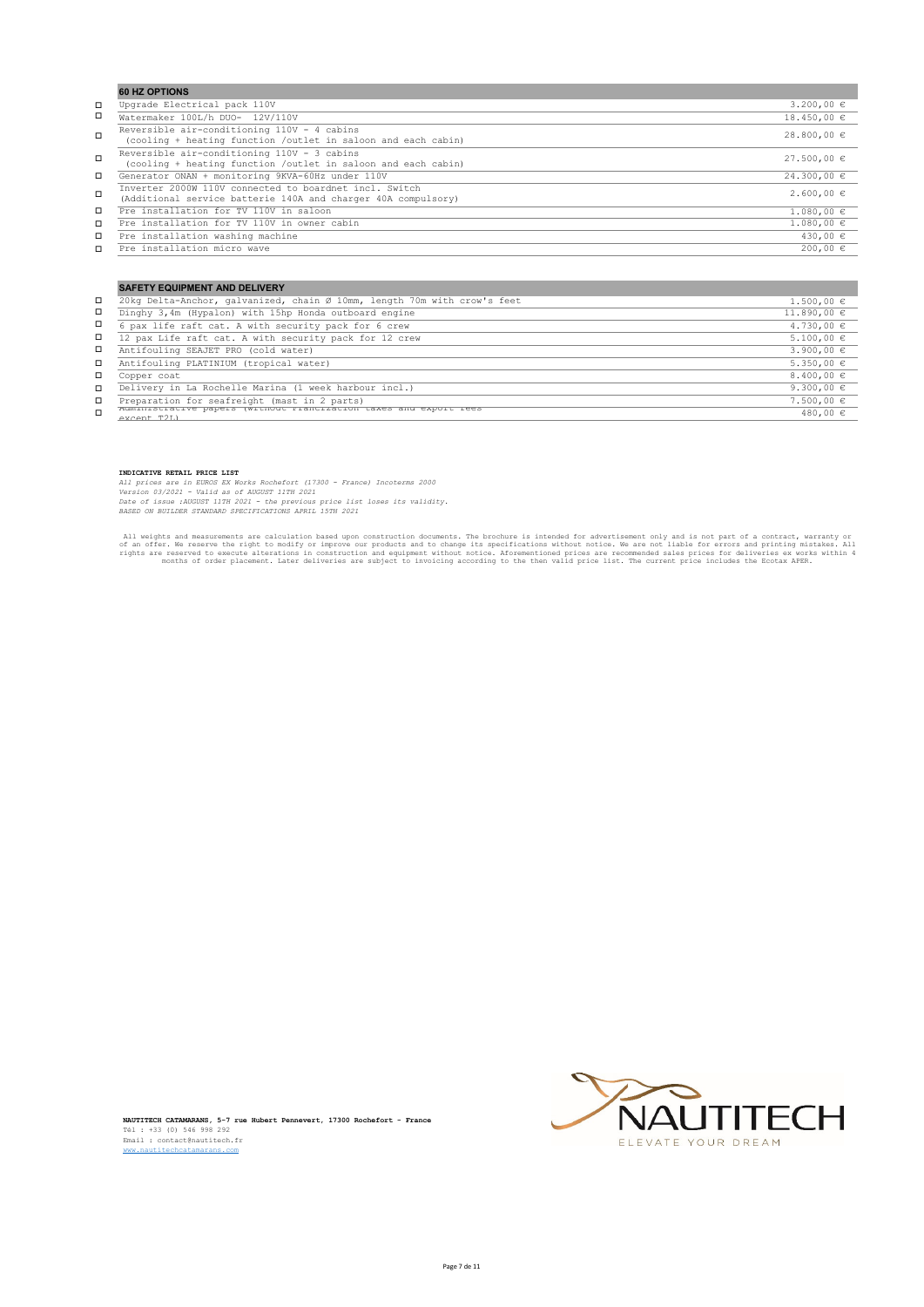| | 60 HZ OPTIONS | |
|---|---|---|
| ☐ | Upgrade Electrical pack 110V | 3.200,00 € |
| ☐ | Watermaker 100L/h DUO- 12V/110V | 18.450,00 € |
| ☐ | Reversible air-conditioning 110V - 4 cabins (cooling + heating function /outlet in saloon and each cabin) | 28.800,00 € |
| ☐ | Reversible air-conditioning 110V - 3 cabins (cooling + heating function /outlet in saloon and each cabin) | 27.500,00 € |
| ☐ | Generator ONAN + monitoring 9KVA-60Hz under 110V | 24.300,00 € |
| ☐ | Inverter 2000W 110V connected to boardnet incl. Switch (Additional service batterie 140A and charger 40A compulsory) | 2.600,00 € |
| ☐ | Pre installation for TV 110V in saloon | 1.080,00 € |
| ☐ | Pre installation for TV 110V in owner cabin | 1.080,00 € |
| ☐ | Pre installation washing machine | 430,00 € |
| ☐ | Pre installation micro wave | 200,00 € |

| | SAFETY EQUIPMENT AND DELIVERY | |
|---|---|---|
| ☐ | 20kg Delta-Anchor, galvanized, chain Ø 10mm, length 70m with crow's feet | 1.500,00 € |
| ☐ | Dinghy 3,4m (Hypalon) with 15hp Honda outboard engine | 11.890,00 € |
| ☐ | 6 pax life raft cat. A with security pack for 6 crew | 4.730,00 € |
| ☐ | 12 pax Life raft cat. A with security pack for 12 crew | 5.100,00 € |
| ☐ | Antifouling SEAJET PRO (cold water) | 3.900,00 € |
| ☐ | Antifouling PLATINIUM (tropical water) | 5.350,00 € |
| ☐ | Copper coat | 8.400,00 € |
| ☐ | Delivery in La Rochelle Marina (1 week harbour incl.) | 9.300,00 € |
| ☐ | Preparation for seafreight (mast in 2 parts) | 7.500,00 € |
| ☐ | Administrative papers (without Francization taxes and export fees except T2L) | 480,00 € |

**INDICATIVE RETAIL PRICE LIST**

*All prices are in EUROS EX Works Rochefort (17300 - France) Incoterms 2000*
*Version 03/2021 - Valid as of AUGUST 11TH 2021*
*Date of issue :AUGUST 11TH 2021 - the previous price list loses its validity.*
*BASED ON BUILDER STANDARD SPECIFICATIONS APRIL 15TH 2021*

All weights and measurements are calculation based upon construction documents. The brochure is intended for advertisement only and is not part of a contract, warranty or of an offer. We reserve the right to modify or improve our products and to change its specifications without notice. We are not liable for errors and printing mistakes. All rights are reserved to execute alterations in construction and equipment without notice. Aforementioned prices are recommended sales prices for deliveries ex works within 4 months of order placement. Later deliveries are subject to invoicing according to the then valid price list. The current price includes the Ecotax APER.

**NAUTITECH CATAMARANS, 5-7 rue Hubert Pennevert, 17300 Rochefort - France**
Tél : +33 (0) 546 998 292
Email : contact@nautitech.fr
www.nautitechcatamarans.com

NAUTITECH
ELEVATE YOUR DREAM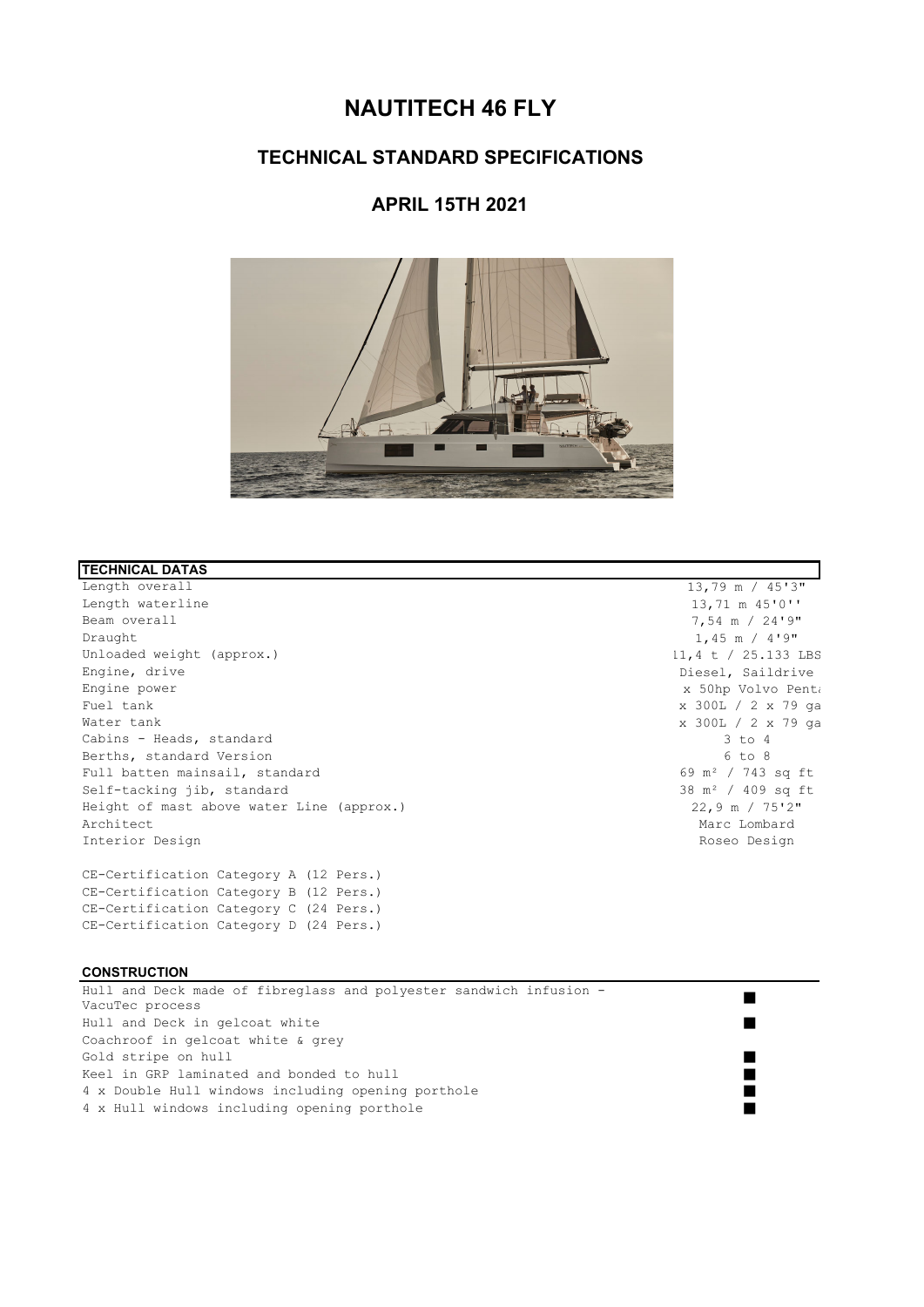# NAUTITECH 46 FLY

## TECHNICAL STANDARD SPECIFICATIONS

## APRIL 15TH 2021

| TECHNICAL DATAS | |
|---|---|
| Length overall | 13,79 m / 45'3" |
| Length waterline | 13,71 m 45'0'' |
| Beam overall | 7,54 m / 24'9" |
| Draught | 1,45 m / 4'9" |
| Unloaded weight (approx.) | 11,4 t / 25.133 LBS |
| Engine, drive | Diesel, Saildrive |
| Engine power | x 50hp Volvo Penta |
| Fuel tank | x 300L / 2 x 79 ga |
| Water tank | x 300L / 2 x 79 ga |
| Cabins - Heads, standard | 3 to 4 |
| Berths, standard Version | 6 to 8 |
| Full batten mainsail, standard | 69 m² / 743 sq ft |
| Self-tacking jib, standard | 38 m² / 409 sq ft |
| Height of mast above water Line (approx.) | 22,9 m / 75'2" |
| Architect | Marc Lombard |
| Interior Design | Roseo Design |

CE-Certification Category A (12 Pers.)
CE-Certification Category B (12 Pers.)
CE-Certification Category C (24 Pers.)
CE-Certification Category D (24 Pers.)

| CONSTRUCTION | |
|---|---|
| Hull and Deck made of fibreglass and polyester sandwich infusion - VacuTec process | ■ |
| Hull and Deck in gelcoat white | ■ |
| Coachroof in gelcoat white & grey | |
| Gold stripe on hull | ■ |
| Keel in GRP laminated and bonded to hull | ■ |
| 4 x Double Hull windows including opening porthole | ■ |
| 4 x Hull windows including opening porthole | ■ |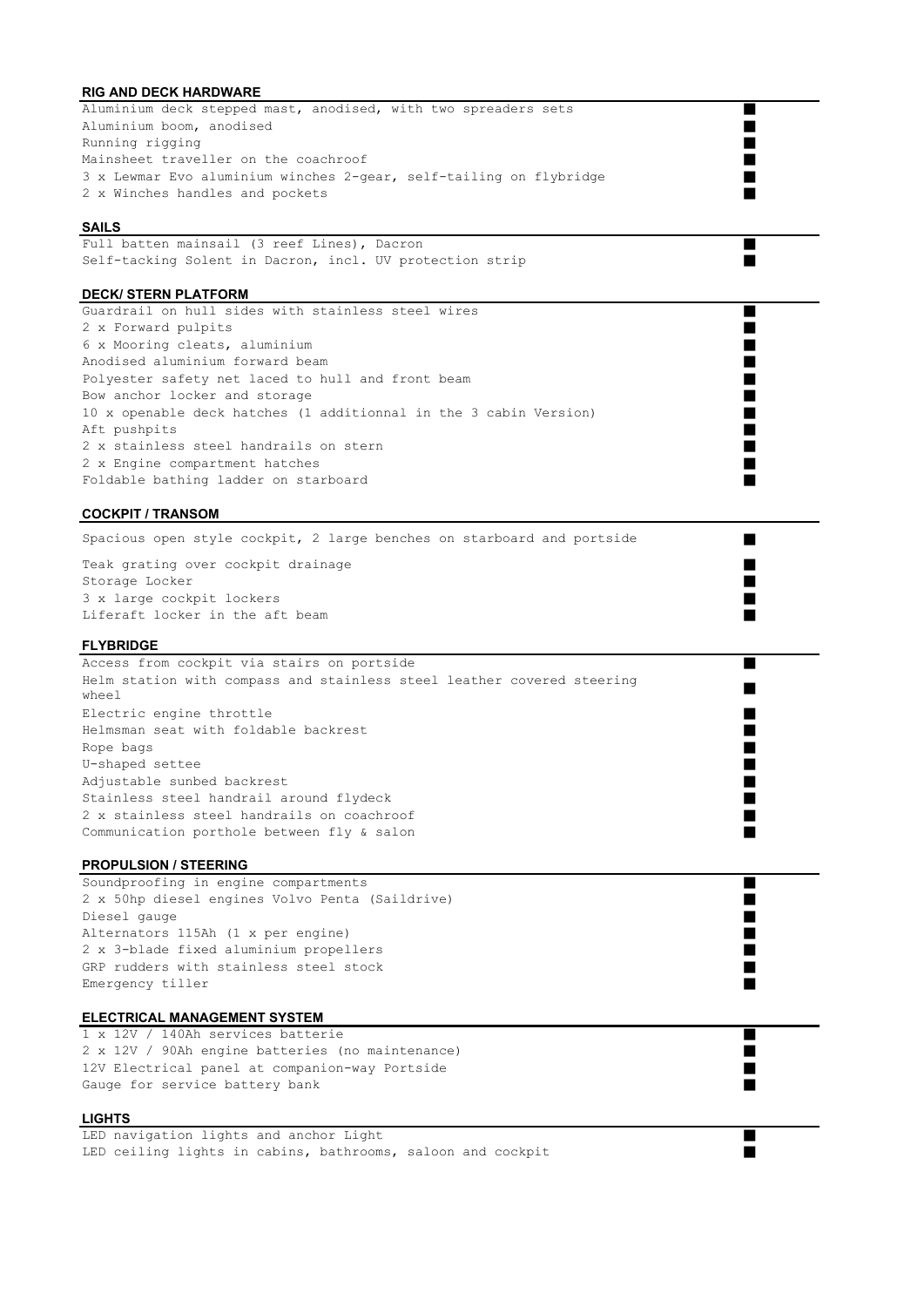#### RIG AND DECK HARDWARE

| | |
|---|---|
| Aluminium deck stepped mast, anodised, with two spreaders sets | ■ |
| Aluminium boom, anodised | ■ |
| Running rigging | ■ |
| Mainsheet traveller on the coachroof | ■ |
| 3 x Lewmar Evo aluminium winches 2-gear, self-tailing on flybridge | ■ |
| 2 x Winches handles and pockets | ■ |

#### SAILS

| | |
|---|---|
| Full batten mainsail (3 reef Lines), Dacron | ■ |
| Self-tacking Solent in Dacron, incl. UV protection strip | ■ |

#### DECK/ STERN PLATFORM

| | |
|---|---|
| Guardrail on hull sides with stainless steel wires | ■ |
| 2 x Forward pulpits | ■ |
| 6 x Mooring cleats, aluminium | ■ |
| Anodised aluminium forward beam | ■ |
| Polyester safety net laced to hull and front beam | ■ |
| Bow anchor locker and storage | ■ |
| 10 x openable deck hatches (1 additionnal in the 3 cabin Version) | ■ |
| Aft pushpits | ■ |
| 2 x stainless steel handrails on stern | ■ |
| 2 x Engine compartment hatches | ■ |
| Foldable bathing ladder on starboard | ■ |

#### COCKPIT / TRANSOM

| | |
|---|---|
| Spacious open style cockpit, 2 large benches on starboard and portside | ■ |
| Teak grating over cockpit drainage | ■ |
| Storage Locker | ■ |
| 3 x large cockpit lockers | ■ |
| Liferaft locker in the aft beam | ■ |

#### FLYBRIDGE

| | |
|---|---|
| Access from cockpit via stairs on portside | ■ |
| Helm station with compass and stainless steel leather covered steering wheel | ■ |
| Electric engine throttle | ■ |
| Helmsman seat with foldable backrest | ■ |
| Rope bags | ■ |
| U-shaped settee | ■ |
| Adjustable sunbed backrest | ■ |
| Stainless steel handrail around flydeck | ■ |
| 2 x stainless steel handrails on coachroof | ■ |
| Communication porthole between fly & salon | ■ |

#### PROPULSION / STEERING

| | |
|---|---|
| Soundproofing in engine compartments | ■ |
| 2 x 50hp diesel engines Volvo Penta (Saildrive) | ■ |
| Diesel gauge | ■ |
| Alternators 115Ah (1 x per engine) | ■ |
| 2 x 3-blade fixed aluminium propellers | ■ |
| GRP rudders with stainless steel stock | ■ |
| Emergency tiller | ■ |

#### ELECTRICAL MANAGEMENT SYSTEM

| | |
|---|---|
| 1 x 12V / 140Ah services batterie | ■ |
| 2 x 12V / 90Ah engine batteries (no maintenance) | ■ |
| 12V Electrical panel at companion-way Portside | ■ |
| Gauge for service battery bank | ■ |

#### LIGHTS

| | |
|---|---|
| LED navigation lights and anchor Light | ■ |
| LED ceiling lights in cabins, bathrooms, saloon and cockpit | ■ |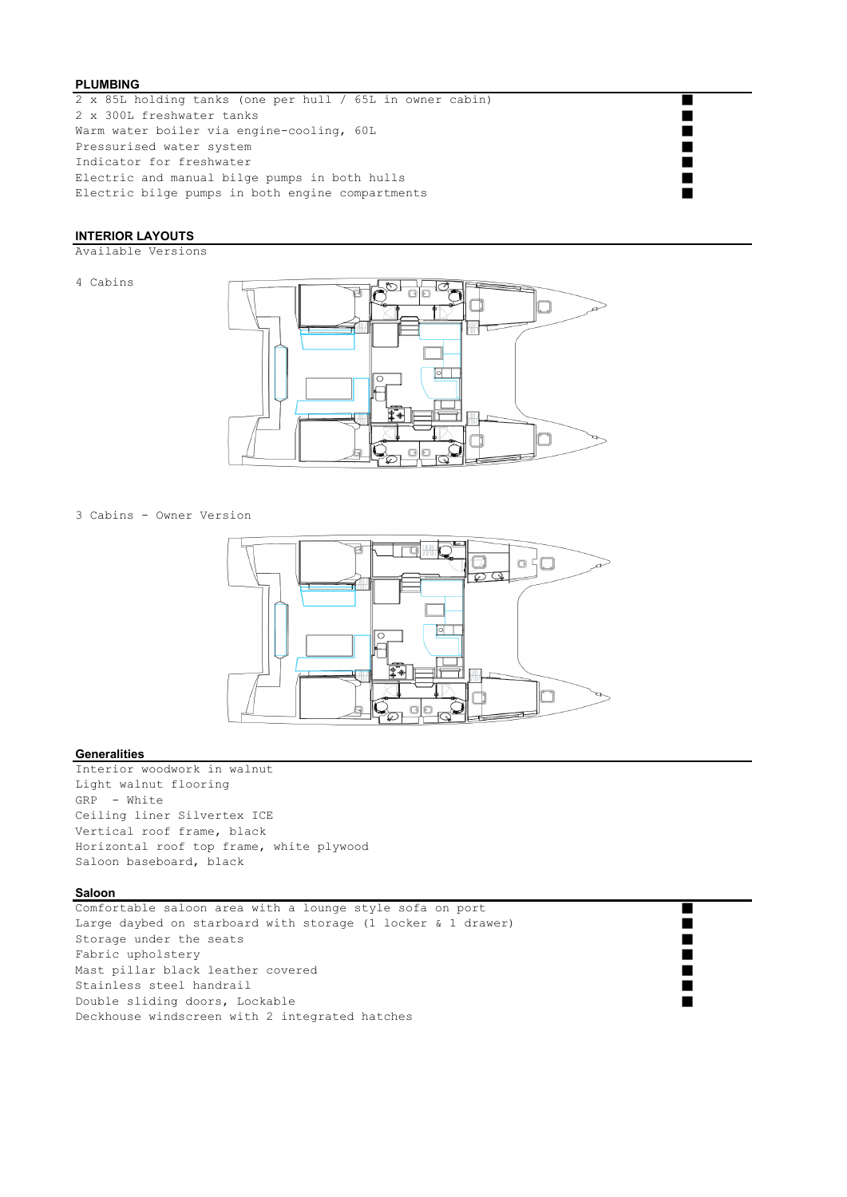## PLUMBING

| | |
|---|---|
| 2 x 85L holding tanks (one per hull / 65L in owner cabin) | ■ |
| 2 x 300L freshwater tanks | ■ |
| Warm water boiler via engine-cooling, 60L | ■ |
| Pressurised water system | ■ |
| Indicator for freshwater | ■ |
| Electric and manual bilge pumps in both hulls | ■ |
| Electric bilge pumps in both engine compartments | ■ |

## INTERIOR LAYOUTS

Available Versions

4 Cabins

3 Cabins - Owner Version

## Generalities

Interior woodwork in walnut
Light walnut flooring
GRP - White
Ceiling liner Silvertex ICE
Vertical roof frame, black
Horizontal roof top frame, white plywood
Saloon baseboard, black

## Saloon

| | |
|---|---|
| Comfortable saloon area with a lounge style sofa on port | ■ |
| Large daybed on starboard with storage (1 locker & 1 drawer) | ■ |
| Storage under the seats | ■ |
| Fabric upholstery | ■ |
| Mast pillar black leather covered | ■ |
| Stainless steel handrail | ■ |
| Double sliding doors, Lockable | ■ |
| Deckhouse windscreen with 2 integrated hatches | |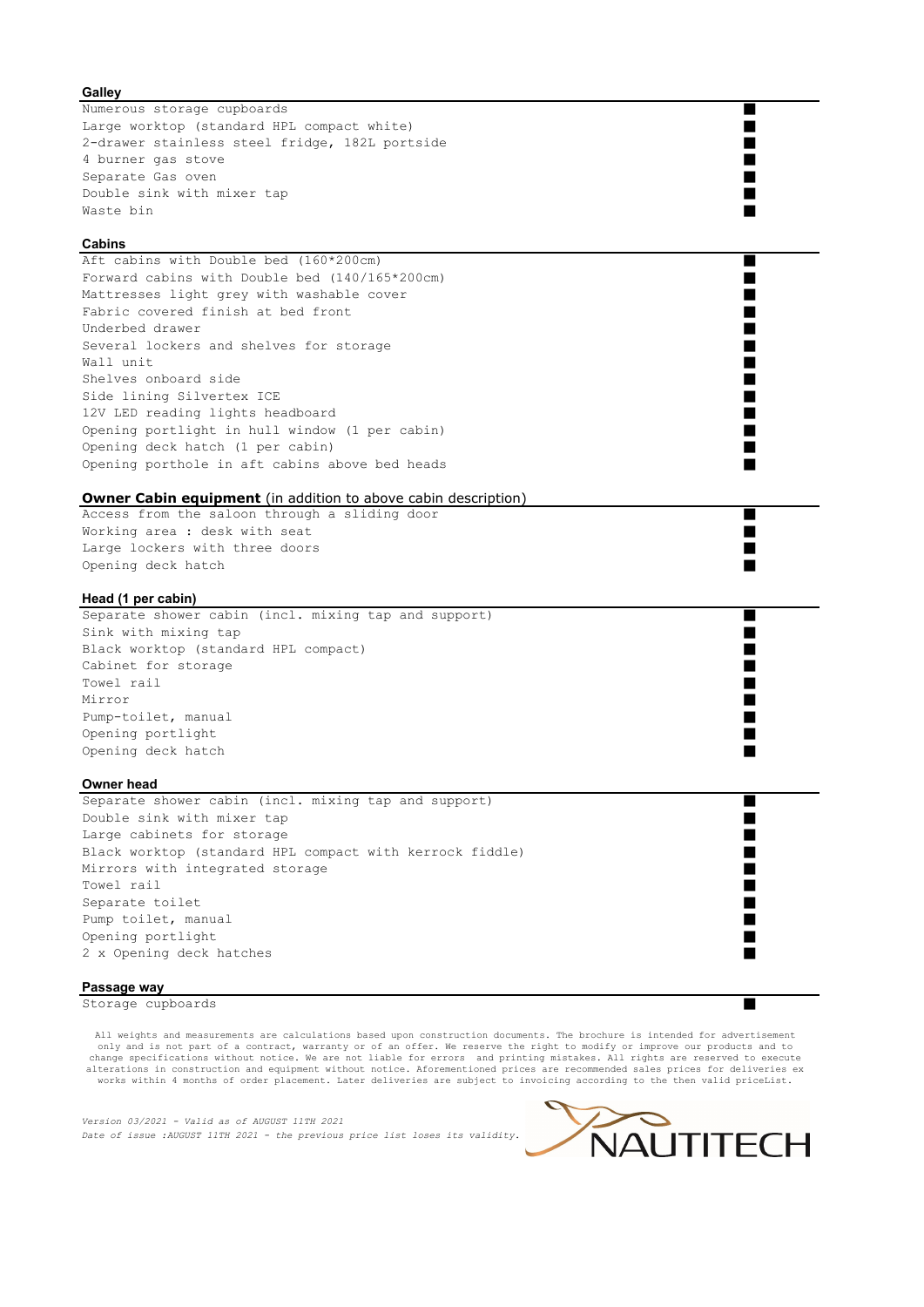### Galley

| | |
|---|---|
| Numerous storage cupboards | ■ |
| Large worktop (standard HPL compact white) | ■ |
| 2-drawer stainless steel fridge, 182L portside | ■ |
| 4 burner gas stove | ■ |
| Separate Gas oven | ■ |
| Double sink with mixer tap | ■ |
| Waste bin | ■ |

### Cabins

| | |
|---|---|
| Aft cabins with Double bed (160*200cm) | ■ |
| Forward cabins with Double bed (140/165*200cm) | ■ |
| Mattresses light grey with washable cover | ■ |
| Fabric covered finish at bed front | ■ |
| Underbed drawer | ■ |
| Several lockers and shelves for storage | ■ |
| Wall unit | ■ |
| Shelves onboard side | ■ |
| Side lining Silvertex ICE | ■ |
| 12V LED reading lights headboard | ■ |
| Opening portlight in hull window (1 per cabin) | ■ |
| Opening deck hatch (1 per cabin) | ■ |
| Opening porthole in aft cabins above bed heads | ■ |

### **Owner Cabin equipment** (in addition to above cabin description)

| | |
|---|---|
| Access from the saloon through a sliding door | ■ |
| Working area : desk with seat | ■ |
| Large lockers with three doors | ■ |
| Opening deck hatch | ■ |

### Head (1 per cabin)

| | |
|---|---|
| Separate shower cabin (incl. mixing tap and support) | ■ |
| Sink with mixing tap | ■ |
| Black worktop (standard HPL compact) | ■ |
| Cabinet for storage | ■ |
| Towel rail | ■ |
| Mirror | ■ |
| Pump-toilet, manual | ■ |
| Opening portlight | ■ |
| Opening deck hatch | ■ |

### Owner head

| | |
|---|---|
| Separate shower cabin (incl. mixing tap and support) | ■ |
| Double sink with mixer tap | ■ |
| Large cabinets for storage | ■ |
| Black worktop (standard HPL compact with kerrock fiddle) | ■ |
| Mirrors with integrated storage | ■ |
| Towel rail | ■ |
| Separate toilet | ■ |
| Pump toilet, manual | ■ |
| Opening portlight | ■ |
| 2 x Opening deck hatches | ■ |

### Passage way

| | |
|---|---|
| Storage cupboards | ■ |

All weights and measurements are calculations based upon construction documents. The brochure is intended for advertisement only and is not part of a contract, warranty or of an offer. We reserve the right to modify or improve our products and to change specifications without notice. We are not liable for errors and printing mistakes. All rights are reserved to execute alterations in construction and equipment without notice. Aforementioned prices are recommended sales prices for deliveries ex works within 4 months of order placement. Later deliveries are subject to invoicing according to the then valid priceList.

*Version 03/2021 - Valid as of AUGUST 11TH 2021*
*Date of issue :AUGUST 11TH 2021 - the previous price list loses its validity.*

NAUTITECH